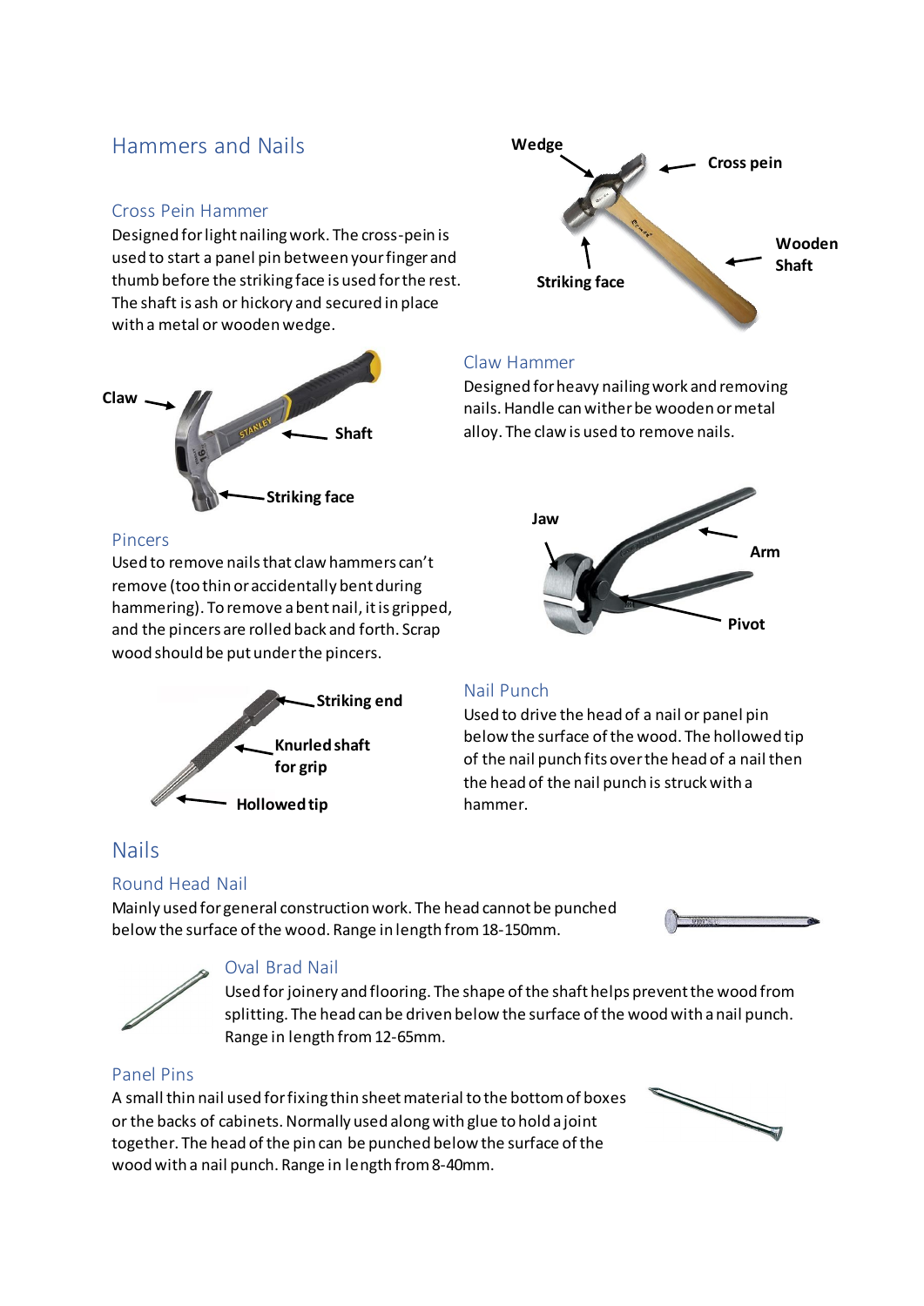# Hammers and Nails

## Cross Pein Hammer

Designed for light nailing work. The cross-pein is used to start a panel pin between your finger and thumb before the striking face is used for the rest. The shaft is ash or hickory and secured in place with a metal or wooden wedge.

Wedge
Cross pein
Wooden Shaft
Striking face

## Claw Hammer

Designed for heavy nailing work and removing nails. Handle can wither be wooden or metal alloy. The claw is used to remove nails.

Claw
Shaft
Striking face

## Pincers

Used to remove nails that claw hammers can't remove (too thin or accidentally bent during hammering). To remove a bent nail, it is gripped, and the pincers are rolled back and forth. Scrap wood should be put under the pincers.

Jaw
Arm
Pivot

## Nail Punch

Used to drive the head of a nail or panel pin below the surface of the wood. The hollowed tip of the nail punch fits over the head of a nail then the head of the nail punch is struck with a hammer.

Striking end
Knurled shaft for grip
Hollowed tip

# Nails

## Round Head Nail

Mainly used for general construction work. The head cannot be punched below the surface of the wood. Range in length from 18-150mm.

## Oval Brad Nail

Used for joinery and flooring. The shape of the shaft helps prevent the wood from splitting. The head can be driven below the surface of the wood with a nail punch. Range in length from 12-65mm.

## Panel Pins

A small thin nail used for fixing thin sheet material to the bottom of boxes or the backs of cabinets. Normally used along with glue to hold a joint together. The head of the pin can be punched below the surface of the wood with a nail punch. Range in length from 8-40mm.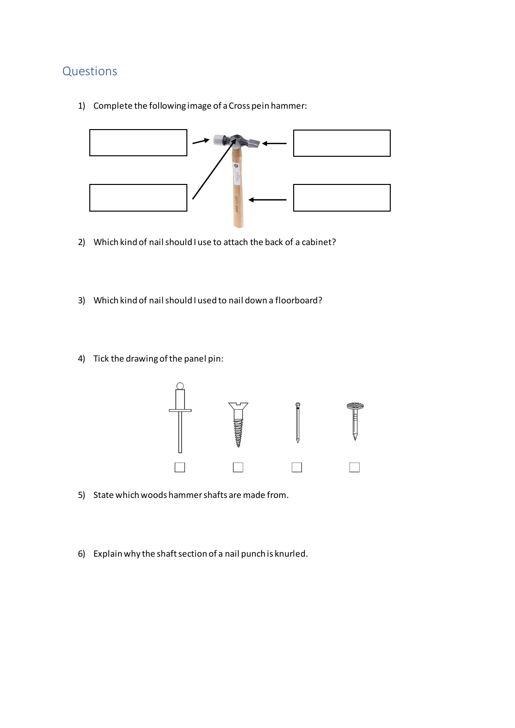## Questions

1) Complete the following image of a Cross pein hammer:

2) Which kind of nail should I use to attach the back of a cabinet?

3) Which kind of nail should I used to nail down a floorboard?

4) Tick the drawing of the panel pin:

☐ ☐ ☐ ☐

5) State which woods hammer shafts are made from.

6) Explain why the shaft section of a nail punch is knurled.